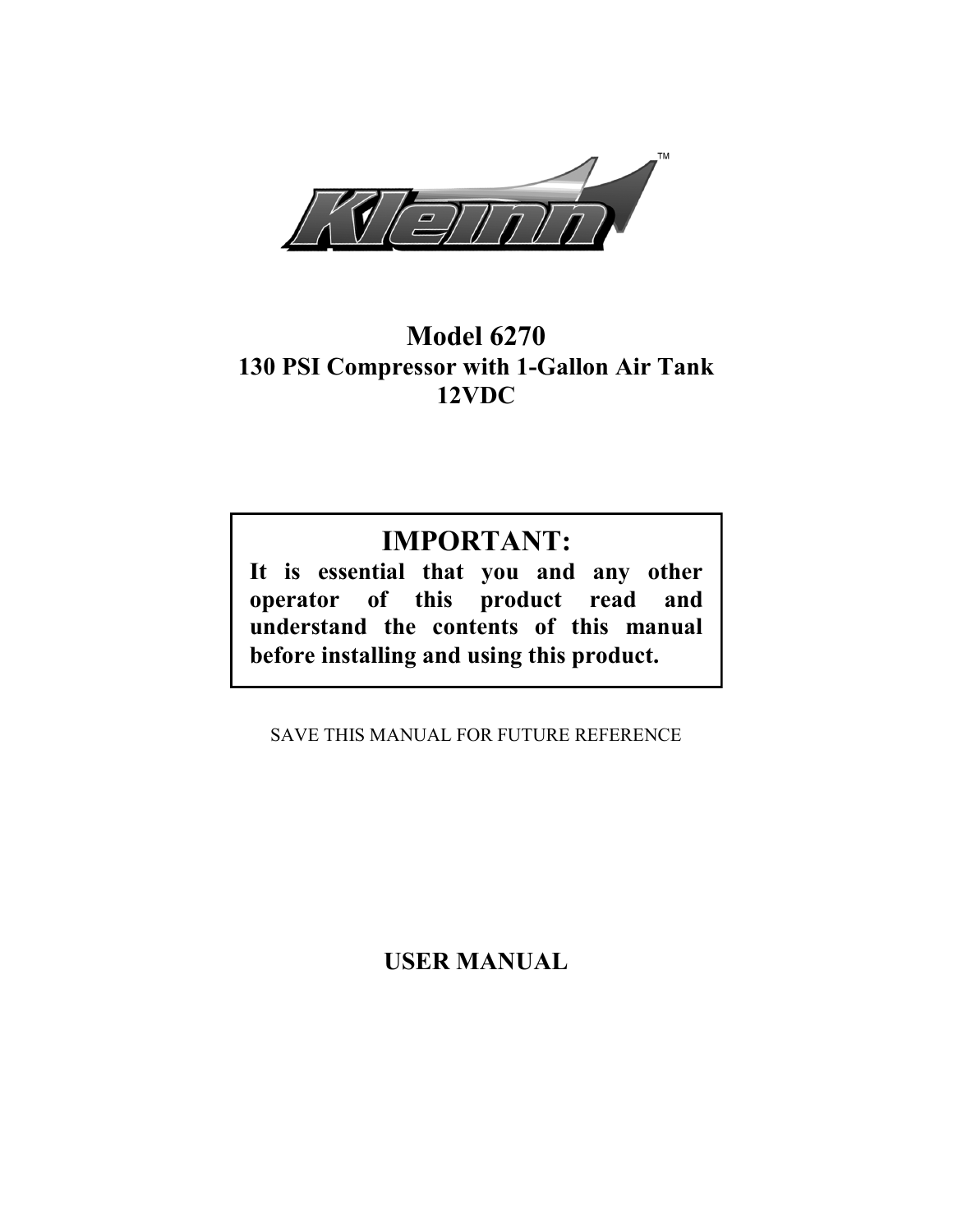Kleinn™

# Model 6270

## 130 PSI Compressor with 1-Gallon Air Tank

## 12VDC

**IMPORTANT:**

**It is essential that you and any other operator of this product read and understand the contents of this manual before installing and using this product.**

SAVE THIS MANUAL FOR FUTURE REFERENCE

# USER MANUAL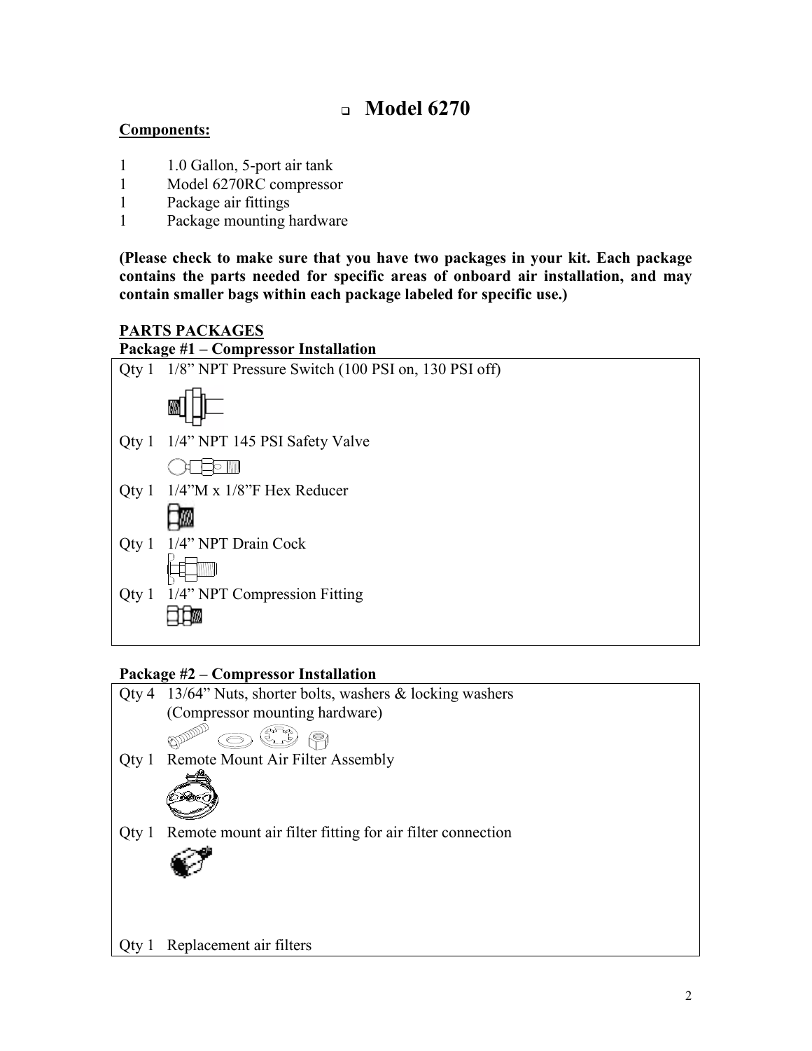# Model 6270

**Components:**

| | |
|---|---|
| 1 | 1.0 Gallon, 5-port air tank |
| 1 | Model 6270RC compressor |
| 1 | Package air fittings |
| 1 | Package mounting hardware |

**(Please check to make sure that you have two packages in your kit. Each package contains the parts needed for specific areas of onboard air installation, and may contain smaller bags within each package labeled for specific use.)**

**PARTS PACKAGES**

**Package #1 – Compressor Installation**

| Qty | Item |
|---|---|
| Qty 1 | 1/8" NPT Pressure Switch (100 PSI on, 130 PSI off) |
| Qty 1 | 1/4" NPT 145 PSI Safety Valve |
| Qty 1 | 1/4"M x 1/8"F Hex Reducer |
| Qty 1 | 1/4" NPT Drain Cock |
| Qty 1 | 1/4" NPT Compression Fitting |

**Package #2 – Compressor Installation**

| Qty | Item |
|---|---|
| Qty 4 | 13/64" Nuts, shorter bolts, washers & locking washers (Compressor mounting hardware) |
| Qty 1 | Remote Mount Air Filter Assembly |
| Qty 1 | Remote mount air filter fitting for air filter connection |
| Qty 1 | Replacement air filters |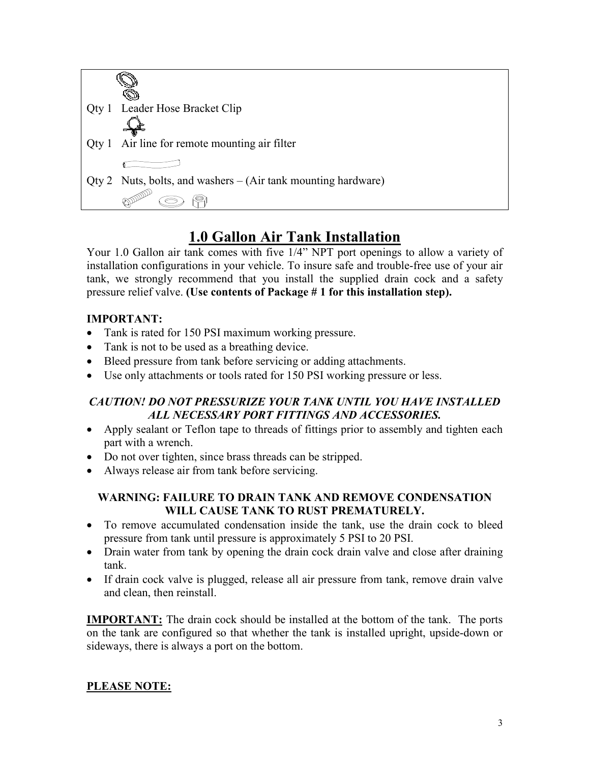| | |
|---|---|
| Qty 1 | Leader Hose Bracket Clip |
| Qty 1 | Air line for remote mounting air filter |
| Qty 2 | Nuts, bolts, and washers – (Air tank mounting hardware) |

# 1.0 Gallon Air Tank Installation

Your 1.0 Gallon air tank comes with five 1/4" NPT port openings to allow a variety of installation configurations in your vehicle. To insure safe and trouble-free use of your air tank, we strongly recommend that you install the supplied drain cock and a safety pressure relief valve. **(Use contents of Package # 1 for this installation step).**

**IMPORTANT:**

- Tank is rated for 150 PSI maximum working pressure.
- Tank is not to be used as a breathing device.
- Bleed pressure from tank before servicing or adding attachments.
- Use only attachments or tools rated for 150 PSI working pressure or less.

***CAUTION! DO NOT PRESSURIZE YOUR TANK UNTIL YOU HAVE INSTALLED ALL NECESSARY PORT FITTINGS AND ACCESSORIES.***

- Apply sealant or Teflon tape to threads of fittings prior to assembly and tighten each part with a wrench.
- Do not over tighten, since brass threads can be stripped.
- Always release air from tank before servicing.

**WARNING: FAILURE TO DRAIN TANK AND REMOVE CONDENSATION WILL CAUSE TANK TO RUST PREMATURELY.**

- To remove accumulated condensation inside the tank, use the drain cock to bleed pressure from tank until pressure is approximately 5 PSI to 20 PSI.
- Drain water from tank by opening the drain cock drain valve and close after draining tank.
- If drain cock valve is plugged, release all air pressure from tank, remove drain valve and clean, then reinstall.

**IMPORTANT:** The drain cock should be installed at the bottom of the tank. The ports on the tank are configured so that whether the tank is installed upright, upside-down or sideways, there is always a port on the bottom.

**PLEASE NOTE:**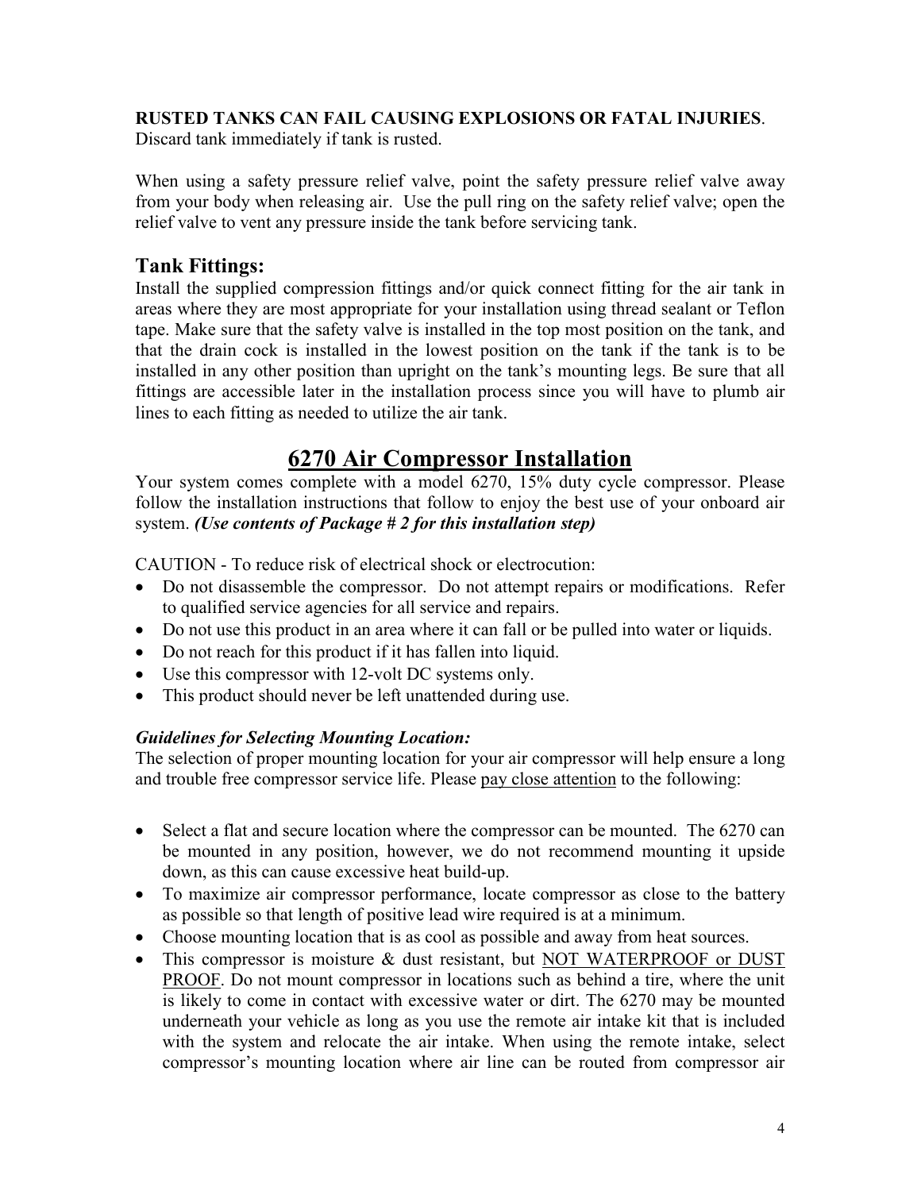**RUSTED TANKS CAN FAIL CAUSING EXPLOSIONS OR FATAL INJURIES**. Discard tank immediately if tank is rusted.

When using a safety pressure relief valve, point the safety pressure relief valve away from your body when releasing air. Use the pull ring on the safety relief valve; open the relief valve to vent any pressure inside the tank before servicing tank.

## Tank Fittings:

Install the supplied compression fittings and/or quick connect fitting for the air tank in areas where they are most appropriate for your installation using thread sealant or Teflon tape. Make sure that the safety valve is installed in the top most position on the tank, and that the drain cock is installed in the lowest position on the tank if the tank is to be installed in any other position than upright on the tank's mounting legs. Be sure that all fittings are accessible later in the installation process since you will have to plumb air lines to each fitting as needed to utilize the air tank.

# <u>6270 Air Compressor Installation</u>

Your system comes complete with a model 6270, 15% duty cycle compressor. Please follow the installation instructions that follow to enjoy the best use of your onboard air system. ***(Use contents of Package # 2 for this installation step)***

CAUTION - To reduce risk of electrical shock or electrocution:

- Do not disassemble the compressor. Do not attempt repairs or modifications. Refer to qualified service agencies for all service and repairs.
- Do not use this product in an area where it can fall or be pulled into water or liquids.
- Do not reach for this product if it has fallen into liquid.
- Use this compressor with 12-volt DC systems only.
- This product should never be left unattended during use.

***Guidelines for Selecting Mounting Location:***

The selection of proper mounting location for your air compressor will help ensure a long and trouble free compressor service life. Please <u>pay close attention</u> to the following:

- Select a flat and secure location where the compressor can be mounted. The 6270 can be mounted in any position, however, we do not recommend mounting it upside down, as this can cause excessive heat build-up.
- To maximize air compressor performance, locate compressor as close to the battery as possible so that length of positive lead wire required is at a minimum.
- Choose mounting location that is as cool as possible and away from heat sources.
- This compressor is moisture & dust resistant, but <u>NOT WATERPROOF or DUST PROOF</u>. Do not mount compressor in locations such as behind a tire, where the unit is likely to come in contact with excessive water or dirt. The 6270 may be mounted underneath your vehicle as long as you use the remote air intake kit that is included with the system and relocate the air intake. When using the remote intake, select compressor's mounting location where air line can be routed from compressor air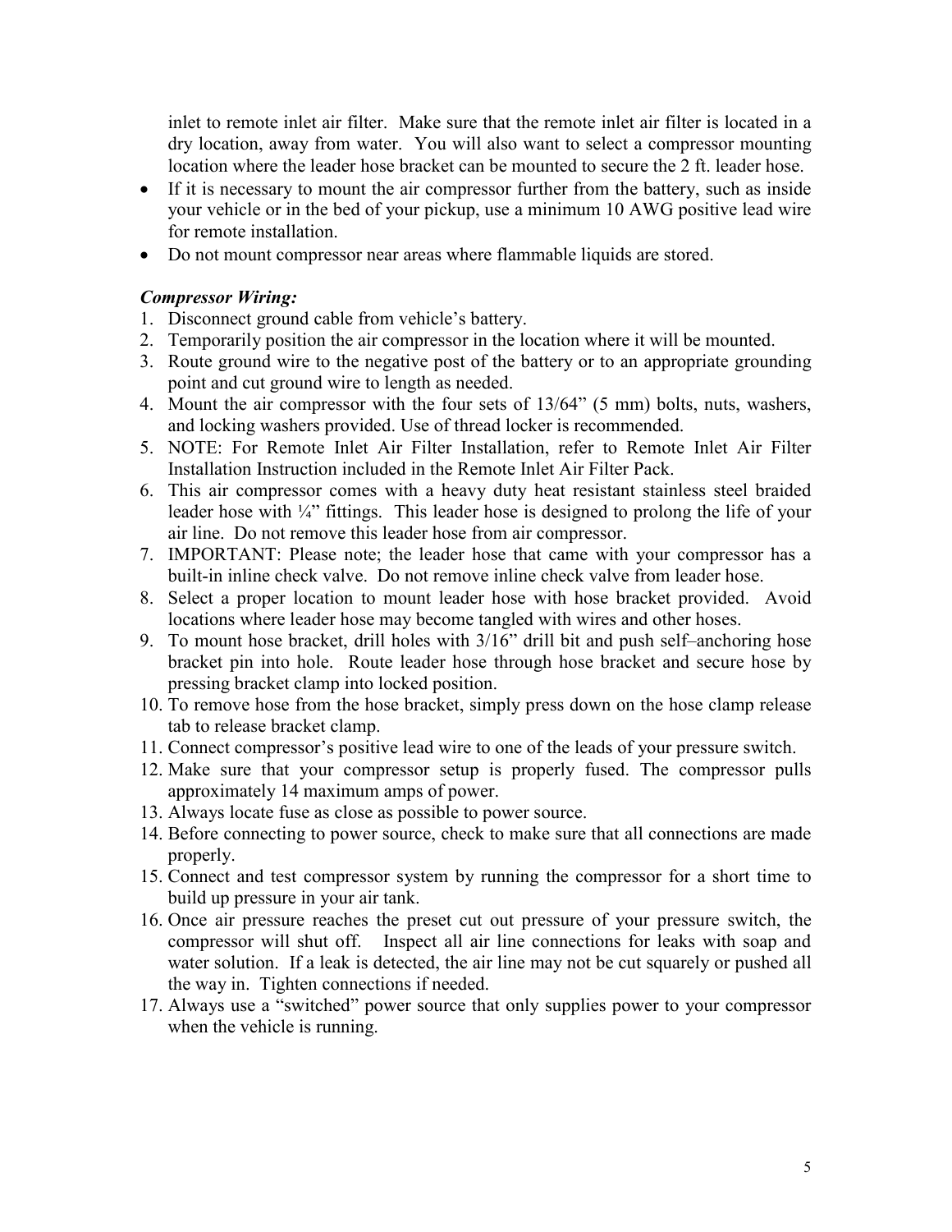inlet to remote inlet air filter. Make sure that the remote inlet air filter is located in a dry location, away from water. You will also want to select a compressor mounting location where the leader hose bracket can be mounted to secure the 2 ft. leader hose.

- If it is necessary to mount the air compressor further from the battery, such as inside your vehicle or in the bed of your pickup, use a minimum 10 AWG positive lead wire for remote installation.
- Do not mount compressor near areas where flammable liquids are stored.

***Compressor Wiring:***

1. Disconnect ground cable from vehicle's battery.
2. Temporarily position the air compressor in the location where it will be mounted.
3. Route ground wire to the negative post of the battery or to an appropriate grounding point and cut ground wire to length as needed.
4. Mount the air compressor with the four sets of 13/64" (5 mm) bolts, nuts, washers, and locking washers provided. Use of thread locker is recommended.
5. NOTE: For Remote Inlet Air Filter Installation, refer to Remote Inlet Air Filter Installation Instruction included in the Remote Inlet Air Filter Pack.
6. This air compressor comes with a heavy duty heat resistant stainless steel braided leader hose with ¼" fittings. This leader hose is designed to prolong the life of your air line. Do not remove this leader hose from air compressor.
7. IMPORTANT: Please note; the leader hose that came with your compressor has a built-in inline check valve. Do not remove inline check valve from leader hose.
8. Select a proper location to mount leader hose with hose bracket provided. Avoid locations where leader hose may become tangled with wires and other hoses.
9. To mount hose bracket, drill holes with 3/16" drill bit and push self–anchoring hose bracket pin into hole. Route leader hose through hose bracket and secure hose by pressing bracket clamp into locked position.
10. To remove hose from the hose bracket, simply press down on the hose clamp release tab to release bracket clamp.
11. Connect compressor's positive lead wire to one of the leads of your pressure switch.
12. Make sure that your compressor setup is properly fused. The compressor pulls approximately 14 maximum amps of power.
13. Always locate fuse as close as possible to power source.
14. Before connecting to power source, check to make sure that all connections are made properly.
15. Connect and test compressor system by running the compressor for a short time to build up pressure in your air tank.
16. Once air pressure reaches the preset cut out pressure of your pressure switch, the compressor will shut off. Inspect all air line connections for leaks with soap and water solution. If a leak is detected, the air line may not be cut squarely or pushed all the way in. Tighten connections if needed.
17. Always use a "switched" power source that only supplies power to your compressor when the vehicle is running.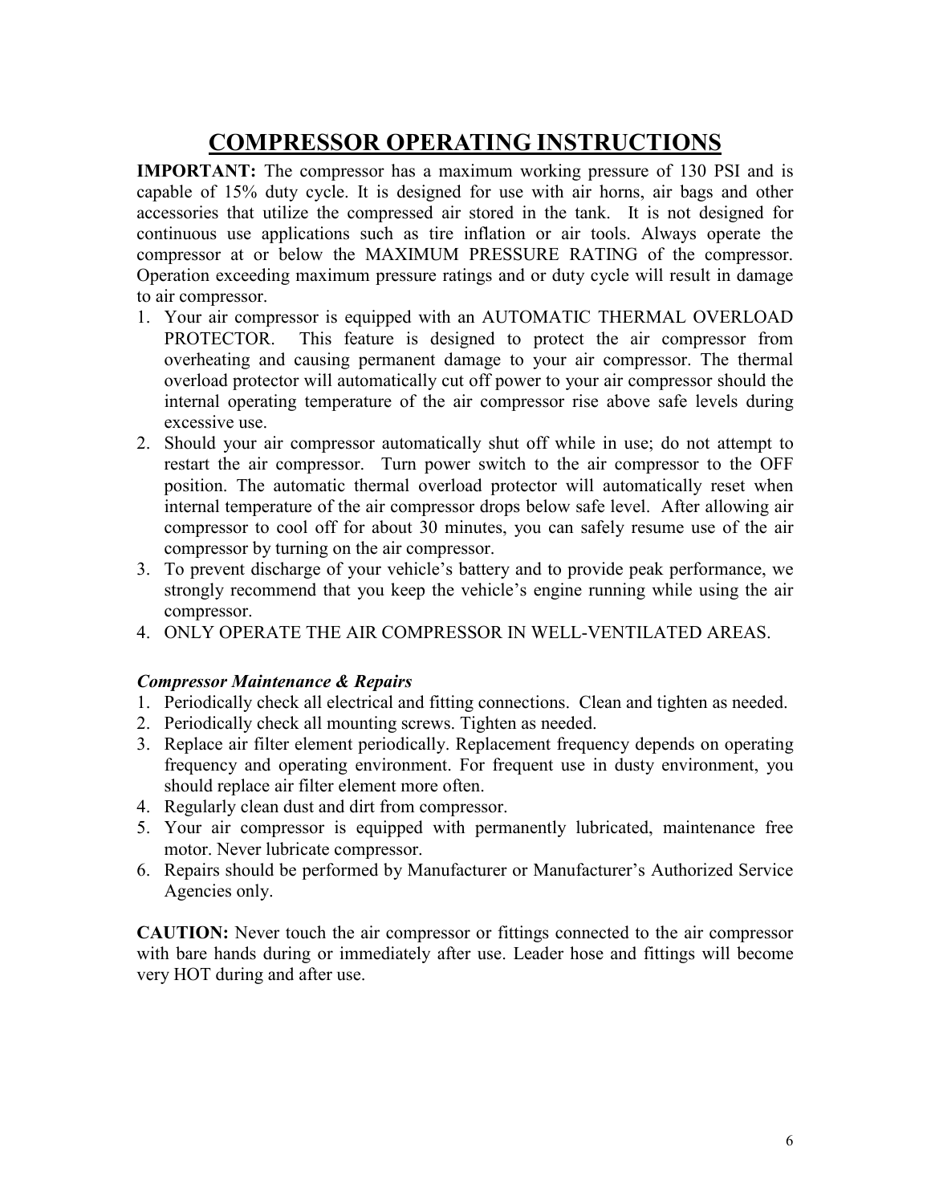# COMPRESSOR OPERATING INSTRUCTIONS

**IMPORTANT:** The compressor has a maximum working pressure of 130 PSI and is capable of 15% duty cycle. It is designed for use with air horns, air bags and other accessories that utilize the compressed air stored in the tank. It is not designed for continuous use applications such as tire inflation or air tools. Always operate the compressor at or below the MAXIMUM PRESSURE RATING of the compressor. Operation exceeding maximum pressure ratings and or duty cycle will result in damage to air compressor.

1. Your air compressor is equipped with an AUTOMATIC THERMAL OVERLOAD PROTECTOR. This feature is designed to protect the air compressor from overheating and causing permanent damage to your air compressor. The thermal overload protector will automatically cut off power to your air compressor should the internal operating temperature of the air compressor rise above safe levels during excessive use.
2. Should your air compressor automatically shut off while in use; do not attempt to restart the air compressor. Turn power switch to the air compressor to the OFF position. The automatic thermal overload protector will automatically reset when internal temperature of the air compressor drops below safe level. After allowing air compressor to cool off for about 30 minutes, you can safely resume use of the air compressor by turning on the air compressor.
3. To prevent discharge of your vehicle's battery and to provide peak performance, we strongly recommend that you keep the vehicle's engine running while using the air compressor.
4. ONLY OPERATE THE AIR COMPRESSOR IN WELL-VENTILATED AREAS.

***Compressor Maintenance & Repairs***

1. Periodically check all electrical and fitting connections. Clean and tighten as needed.
2. Periodically check all mounting screws. Tighten as needed.
3. Replace air filter element periodically. Replacement frequency depends on operating frequency and operating environment. For frequent use in dusty environment, you should replace air filter element more often.
4. Regularly clean dust and dirt from compressor.
5. Your air compressor is equipped with permanently lubricated, maintenance free motor. Never lubricate compressor.
6. Repairs should be performed by Manufacturer or Manufacturer's Authorized Service Agencies only.

**CAUTION:** Never touch the air compressor or fittings connected to the air compressor with bare hands during or immediately after use. Leader hose and fittings will become very HOT during and after use.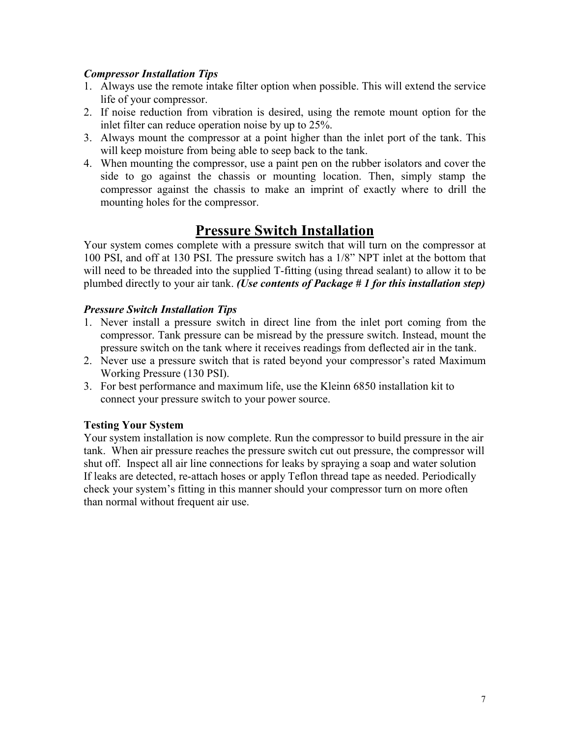*Compressor Installation Tips*

1. Always use the remote intake filter option when possible. This will extend the service life of your compressor.
2. If noise reduction from vibration is desired, using the remote mount option for the inlet filter can reduce operation noise by up to 25%.
3. Always mount the compressor at a point higher than the inlet port of the tank. This will keep moisture from being able to seep back to the tank.
4. When mounting the compressor, use a paint pen on the rubber isolators and cover the side to go against the chassis or mounting location. Then, simply stamp the compressor against the chassis to make an imprint of exactly where to drill the mounting holes for the compressor.

## Pressure Switch Installation

Your system comes complete with a pressure switch that will turn on the compressor at 100 PSI, and off at 130 PSI. The pressure switch has a 1/8" NPT inlet at the bottom that will need to be threaded into the supplied T-fitting (using thread sealant) to allow it to be plumbed directly to your air tank. ***(Use contents of Package # 1 for this installation step)***

*Pressure Switch Installation Tips*

1. Never install a pressure switch in direct line from the inlet port coming from the compressor. Tank pressure can be misread by the pressure switch. Instead, mount the pressure switch on the tank where it receives readings from deflected air in the tank.
2. Never use a pressure switch that is rated beyond your compressor's rated Maximum Working Pressure (130 PSI).
3. For best performance and maximum life, use the Kleinn 6850 installation kit to connect your pressure switch to your power source.

**Testing Your System**

Your system installation is now complete. Run the compressor to build pressure in the air tank. When air pressure reaches the pressure switch cut out pressure, the compressor will shut off. Inspect all air line connections for leaks by spraying a soap and water solution If leaks are detected, re-attach hoses or apply Teflon thread tape as needed. Periodically check your system's fitting in this manner should your compressor turn on more often than normal without frequent air use.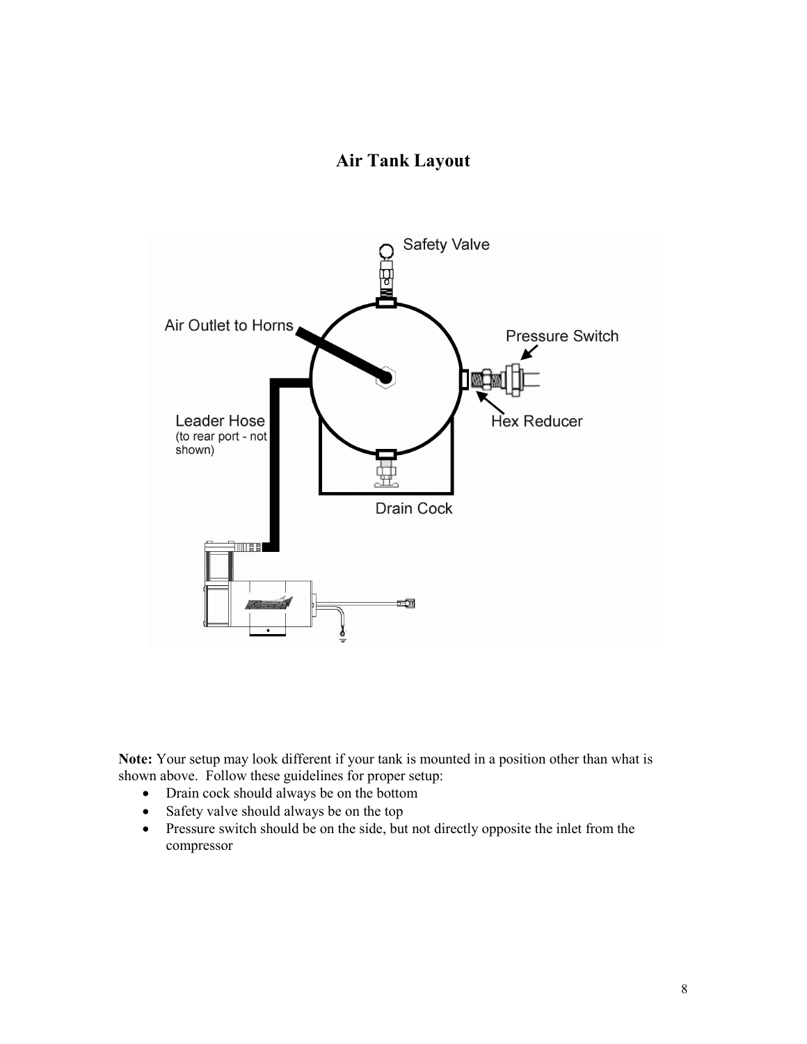# Air Tank Layout

Safety Valve

Air Outlet to Horns

Pressure Switch

Leader Hose
(to rear port - not shown)

Hex Reducer

Drain Cock

**Note:** Your setup may look different if your tank is mounted in a position other than what is shown above. Follow these guidelines for proper setup:

- Drain cock should always be on the bottom
- Safety valve should always be on the top
- Pressure switch should be on the side, but not directly opposite the inlet from the compressor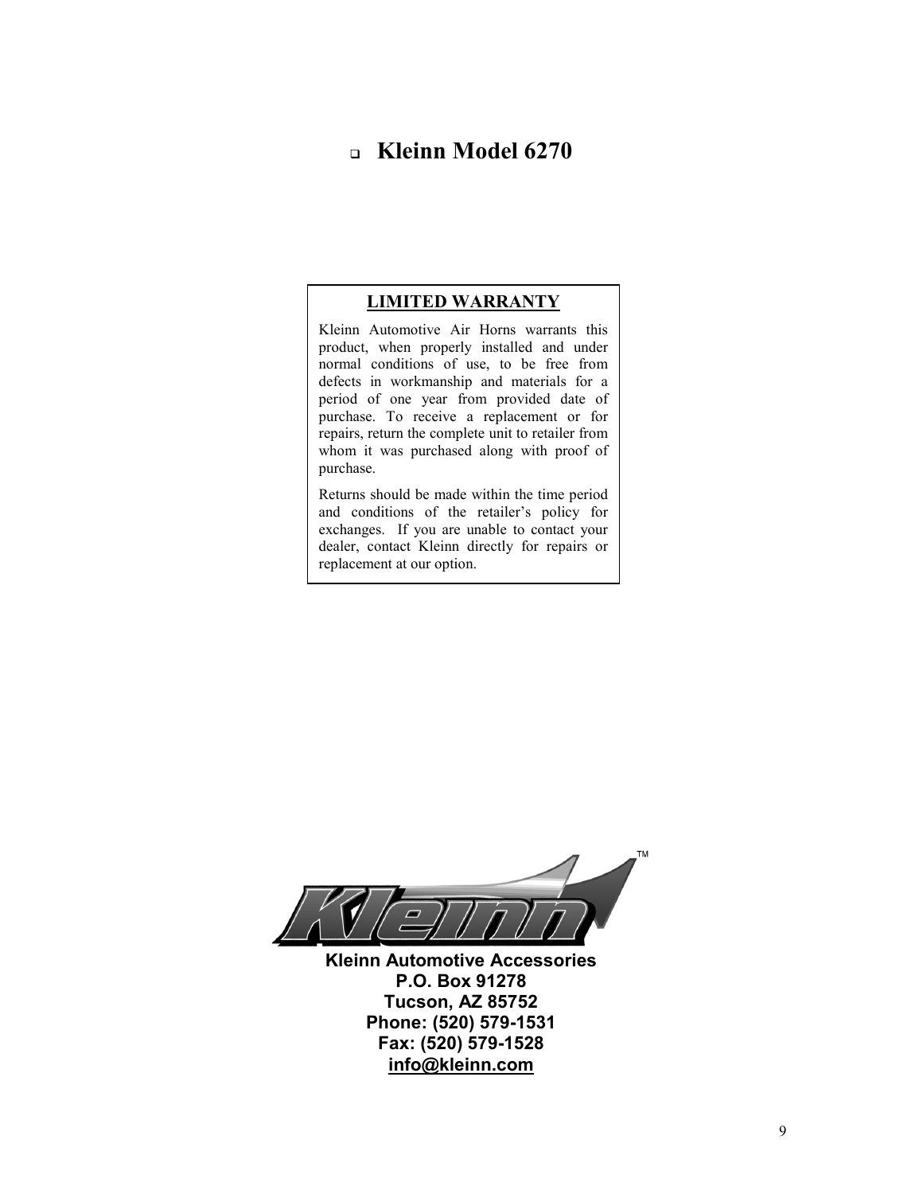- **Kleinn Model 6270**

**LIMITED WARRANTY**

Kleinn Automotive Air Horns warrants this product, when properly installed and under normal conditions of use, to be free from defects in workmanship and materials for a period of one year from provided date of purchase. To receive a replacement or for repairs, return the complete unit to retailer from whom it was purchased along with proof of purchase.

Returns should be made within the time period and conditions of the retailer's policy for exchanges. If you are unable to contact your dealer, contact Kleinn directly for repairs or replacement at our option.

Kleinn™

**Kleinn Automotive Accessories**
**P.O. Box 91278**
**Tucson, AZ 85752**
**Phone: (520) 579-1531**
**Fax: (520) 579-1528**
**info@kleinn.com**